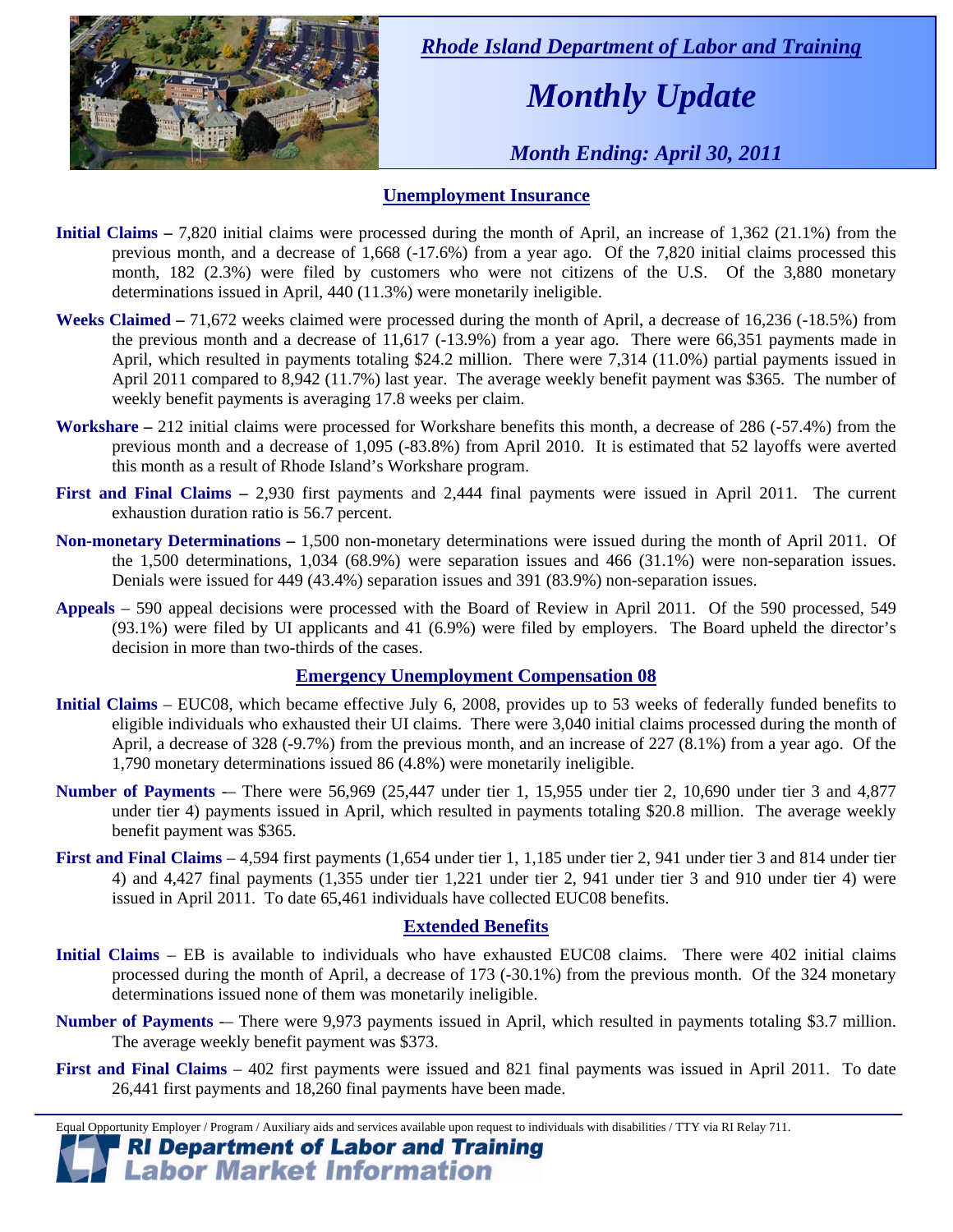*Rhode Island Department of Labor and Training*

# *Monthly Update*

*Month Ending: April 30, 2011*

## Unemployment Insurance

**Initial Claims –** 7,820 initial claims were processed during the month of April, an increase of 1,362 (21.1%) from the previous month, and a decrease of 1,668 (-17.6%) from a year ago. Of the 7,820 initial claims processed this month, 182 (2.3%) were filed by customers who were not citizens of the U.S. Of the 3,880 monetary determinations issued in April, 440 (11.3%) were monetarily ineligible.

**Weeks Claimed –** 71,672 weeks claimed were processed during the month of April, a decrease of 16,236 (-18.5%) from the previous month and a decrease of 11,617 (-13.9%) from a year ago. There were 66,351 payments made in April, which resulted in payments totaling $24.2 million. There were 7,314 (11.0%) partial payments issued in April 2011 compared to 8,942 (11.7%) last year. The average weekly benefit payment was $365. The number of weekly benefit payments is averaging 17.8 weeks per claim.

**Workshare –** 212 initial claims were processed for Workshare benefits this month, a decrease of 286 (-57.4%) from the previous month and a decrease of 1,095 (-83.8%) from April 2010. It is estimated that 52 layoffs were averted this month as a result of Rhode Island's Workshare program.

**First and Final Claims –** 2,930 first payments and 2,444 final payments were issued in April 2011. The current exhaustion duration ratio is 56.7 percent.

**Non-monetary Determinations –** 1,500 non-monetary determinations were issued during the month of April 2011. Of the 1,500 determinations, 1,034 (68.9%) were separation issues and 466 (31.1%) were non-separation issues. Denials were issued for 449 (43.4%) separation issues and 391 (83.9%) non-separation issues.

**Appeals** – 590 appeal decisions were processed with the Board of Review in April 2011. Of the 590 processed, 549 (93.1%) were filed by UI applicants and 41 (6.9%) were filed by employers. The Board upheld the director's decision in more than two-thirds of the cases.

## Emergency Unemployment Compensation 08

**Initial Claims** – EUC08, which became effective July 6, 2008, provides up to 53 weeks of federally funded benefits to eligible individuals who exhausted their UI claims. There were 3,040 initial claims processed during the month of April, a decrease of 328 (-9.7%) from the previous month, and an increase of 227 (8.1%) from a year ago. Of the 1,790 monetary determinations issued 86 (4.8%) were monetarily ineligible.

**Number of Payments** -– There were 56,969 (25,447 under tier 1, 15,955 under tier 2, 10,690 under tier 3 and 4,877 under tier 4) payments issued in April, which resulted in payments totaling $20.8 million. The average weekly benefit payment was $365.

**First and Final Claims** – 4,594 first payments (1,654 under tier 1, 1,185 under tier 2, 941 under tier 3 and 814 under tier 4) and 4,427 final payments (1,355 under tier 1,221 under tier 2, 941 under tier 3 and 910 under tier 4) were issued in April 2011. To date 65,461 individuals have collected EUC08 benefits.

## Extended Benefits

**Initial Claims** – EB is available to individuals who have exhausted EUC08 claims. There were 402 initial claims processed during the month of April, a decrease of 173 (-30.1%) from the previous month. Of the 324 monetary determinations issued none of them was monetarily ineligible.

**Number of Payments** -– There were 9,973 payments issued in April, which resulted in payments totaling $3.7 million. The average weekly benefit payment was $373.

**First and Final Claims** – 402 first payments were issued and 821 final payments was issued in April 2011. To date 26,441 first payments and 18,260 final payments have been made.

Equal Opportunity Employer / Program / Auxiliary aids and services available upon request to individuals with disabilities / TTY via RI Relay 711.

**RI Department of Labor and Training**
**Labor Market Information**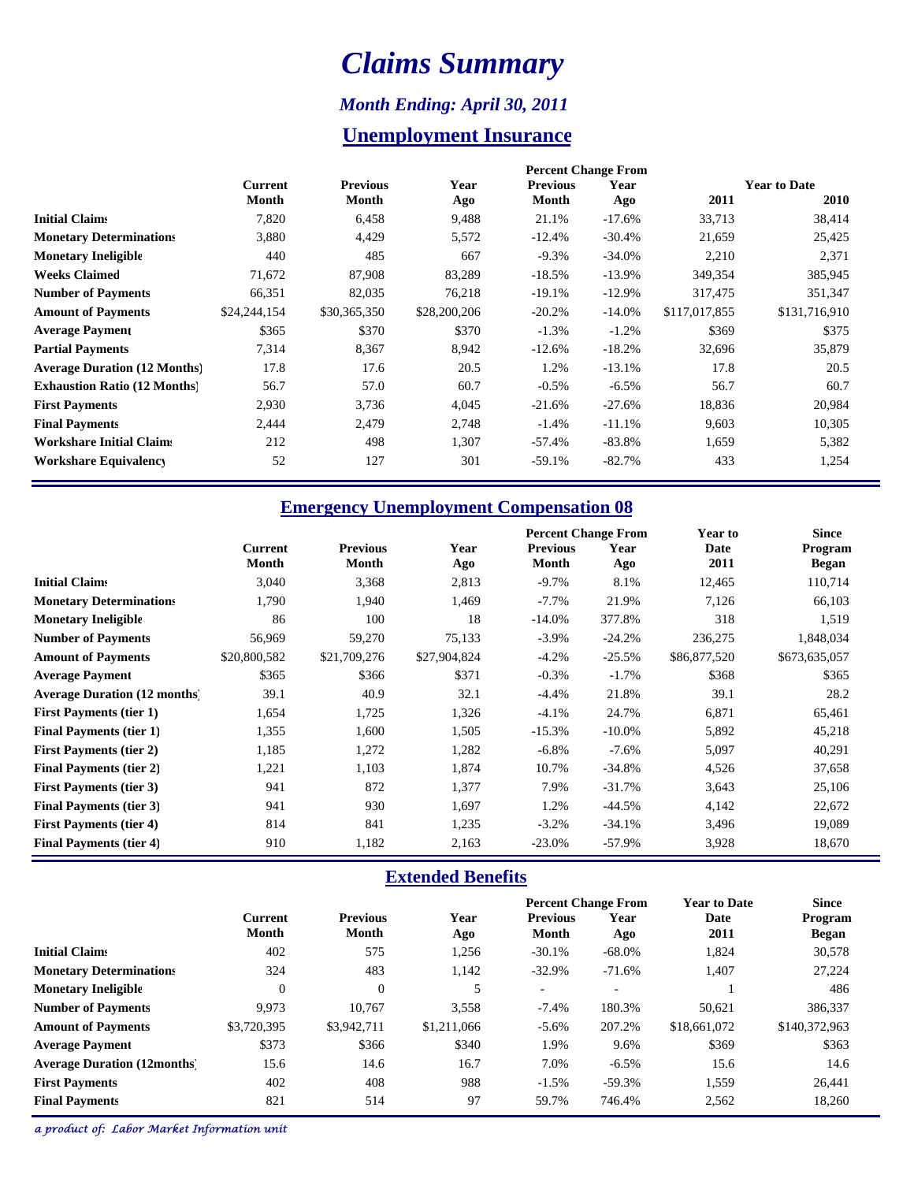// Claims Summary, Month Ending: April 30, 2011 — three tables (UI, EUC 08, Extended Benefits) plus footer

# Claims Summary

## *Month Ending: April 30, 2011*

## Unemployment Insurance

| | Current Month | Previous Month | Year Ago | Percent Change From Previous Month | Percent Change From Year Ago | Year to Date 2011 | Year to Date 2010 |
|---|---|---|---|---|---|---|---|
| **Initial Claims** | 7,820 | 6,458 | 9,488 | 21.1% | -17.6% | 33,713 | 38,414 |
| **Monetary Determinations** | 3,880 | 4,429 | 5,572 | -12.4% | -30.4% | 21,659 | 25,425 |
| **Monetary Ineligible** | 440 | 485 | 667 | -9.3% | -34.0% | 2,210 | 2,371 |
| **Weeks Claimed** | 71,672 | 87,908 | 83,289 | -18.5% | -13.9% | 349,354 | 385,945 |
| **Number of Payments** | 66,351 | 82,035 | 76,218 | -19.1% | -12.9% | 317,475 | 351,347 |
| **Amount of Payments** | $24,244,154 | $30,365,350 | $28,200,206 | -20.2% | -14.0% | $117,017,855 | $131,716,910 |
| **Average Payment** | $365 | $370 | $370 | -1.3% | -1.2% | $369 | $375 |
| **Partial Payments** | 7,314 | 8,367 | 8,942 | -12.6% | -18.2% | 32,696 | 35,879 |
| **Average Duration (12 Months)** | 17.8 | 17.6 | 20.5 | 1.2% | -13.1% | 17.8 | 20.5 |
| **Exhaustion Ratio (12 Months)** | 56.7 | 57.0 | 60.7 | -0.5% | -6.5% | 56.7 | 60.7 |
| **First Payments** | 2,930 | 3,736 | 4,045 | -21.6% | -27.6% | 18,836 | 20,984 |
| **Final Payments** | 2,444 | 2,479 | 2,748 | -1.4% | -11.1% | 9,603 | 10,305 |
| **Workshare Initial Claims** | 212 | 498 | 1,307 | -57.4% | -83.8% | 1,659 | 5,382 |
| **Workshare Equivalency** | 52 | 127 | 301 | -59.1% | -82.7% | 433 | 1,254 |

## Emergency Unemployment Compensation 08

| | Current Month | Previous Month | Year Ago | Percent Change From Previous Month | Percent Change From Year Ago | Year to Date 2011 | Since Program Began |
|---|---|---|---|---|---|---|---|
| **Initial Claims** | 3,040 | 3,368 | 2,813 | -9.7% | 8.1% | 12,465 | 110,714 |
| **Monetary Determinations** | 1,790 | 1,940 | 1,469 | -7.7% | 21.9% | 7,126 | 66,103 |
| **Monetary Ineligible** | 86 | 100 | 18 | -14.0% | 377.8% | 318 | 1,519 |
| **Number of Payments** | 56,969 | 59,270 | 75,133 | -3.9% | -24.2% | 236,275 | 1,848,034 |
| **Amount of Payments** | $20,800,582 | $21,709,276 | $27,904,824 | -4.2% | -25.5% | $86,877,520 | $673,635,057 |
| **Average Payment** | $365 | $366 | $371 | -0.3% | -1.7% | $368 | $365 |
| **Average Duration (12 months)** | 39.1 | 40.9 | 32.1 | -4.4% | 21.8% | 39.1 | 28.2 |
| **First Payments (tier 1)** | 1,654 | 1,725 | 1,326 | -4.1% | 24.7% | 6,871 | 65,461 |
| **Final Payments (tier 1)** | 1,355 | 1,600 | 1,505 | -15.3% | -10.0% | 5,892 | 45,218 |
| **First Payments (tier 2)** | 1,185 | 1,272 | 1,282 | -6.8% | -7.6% | 5,097 | 40,291 |
| **Final Payments (tier 2)** | 1,221 | 1,103 | 1,874 | 10.7% | -34.8% | 4,526 | 37,658 |
| **First Payments (tier 3)** | 941 | 872 | 1,377 | 7.9% | -31.7% | 3,643 | 25,106 |
| **Final Payments (tier 3)** | 941 | 930 | 1,697 | 1.2% | -44.5% | 4,142 | 22,672 |
| **First Payments (tier 4)** | 814 | 841 | 1,235 | -3.2% | -34.1% | 3,496 | 19,089 |
| **Final Payments (tier 4)** | 910 | 1,182 | 2,163 | -23.0% | -57.9% | 3,928 | 18,670 |

## Extended Benefits

| | Current Month | Previous Month | Year Ago | Percent Change From Previous Month | Percent Change From Year Ago | Year to Date 2011 | Since Program Began |
|---|---|---|---|---|---|---|---|
| **Initial Claims** | 402 | 575 | 1,256 | -30.1% | -68.0% | 1,824 | 30,578 |
| **Monetary Determinations** | 324 | 483 | 1,142 | -32.9% | -71.6% | 1,407 | 27,224 |
| **Monetary Ineligible** | 0 | 0 | 5 | - | - | 1 | 486 |
| **Number of Payments** | 9,973 | 10,767 | 3,558 | -7.4% | 180.3% | 50,621 | 386,337 |
| **Amount of Payments** | $3,720,395 | $3,942,711 | $1,211,066 | -5.6% | 207.2% | $18,661,072 | $140,372,963 |
| **Average Payment** | $373 | $366 | $340 | 1.9% | 9.6% | $369 | $363 |
| **Average Duration (12months)** | 15.6 | 14.6 | 16.7 | 7.0% | -6.5% | 15.6 | 14.6 |
| **First Payments** | 402 | 408 | 988 | -1.5% | -59.3% | 1,559 | 26,441 |
| **Final Payments** | 821 | 514 | 97 | 59.7% | 746.4% | 2,562 | 18,260 |

*a product of: Labor Market Information unit*